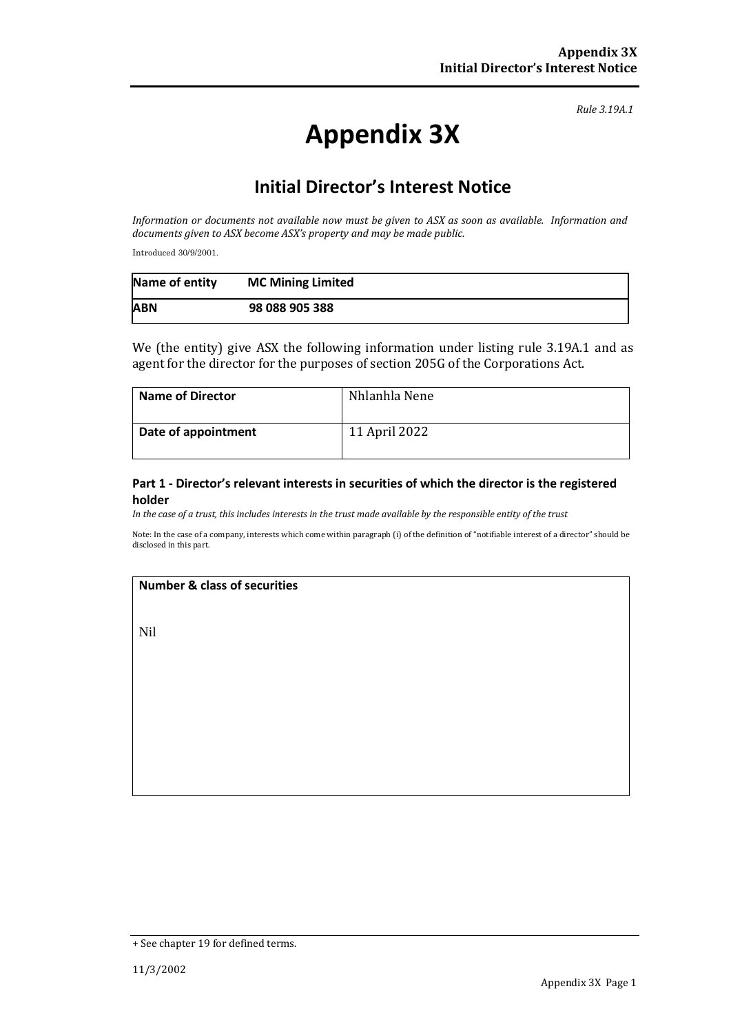*Rule 3.19A.1*

# Appendix 3X

## Initial Director's Interest Notice

*Information or documents not available now must be given to ASX as soon as available. Information and documents given to ASX become ASX's property and may be made public.*

Introduced 30/9/2001.

| **Name of entity** | **MC Mining Limited** |
|---|---|
| **ABN** | **98 088 905 388** |

We (the entity) give ASX the following information under listing rule 3.19A.1 and as agent for the director for the purposes of section 205G of the Corporations Act.

| **Name of Director** | Nhlanhla Nene |
|---|---|
| **Date of appointment** | 11 April 2022 |

### Part 1 - Director's relevant interests in securities of which the director is the registered holder

*In the case of a trust, this includes interests in the trust made available by the responsible entity of the trust*

Note: In the case of a company, interests which come within paragraph (i) of the definition of "notifiable interest of a director" should be disclosed in this part.

| **Number & class of securities** |
|---|
| Nil |

+ See chapter 19 for defined terms.

11/3/2002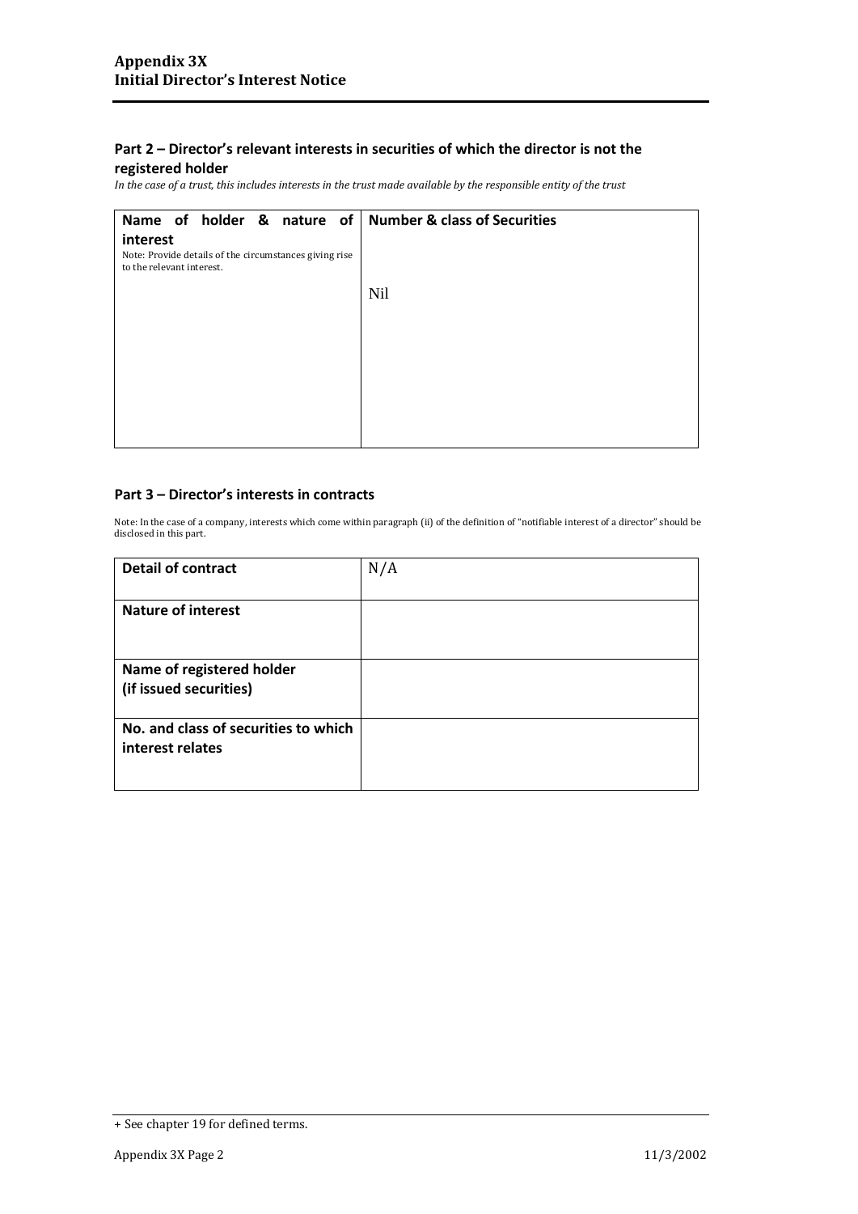## Part 2 – Director's relevant interests in securities of which the director is not the registered holder

*In the case of a trust, this includes interests in the trust made available by the responsible entity of the trust*

| **Name of holder & nature of interest**<br>Note: Provide details of the circumstances giving rise to the relevant interest. | **Number & class of Securities** |
|---|---|
| | Nil |

## Part 3 – Director's interests in contracts

Note: In the case of a company, interests which come within paragraph (ii) of the definition of "notifiable interest of a director" should be disclosed in this part.

| | |
|---|---|
| **Detail of contract** | N/A |
| **Nature of interest** | |
| **Name of registered holder (if issued securities)** | |
| **No. and class of securities to which interest relates** | |

+ See chapter 19 for defined terms.